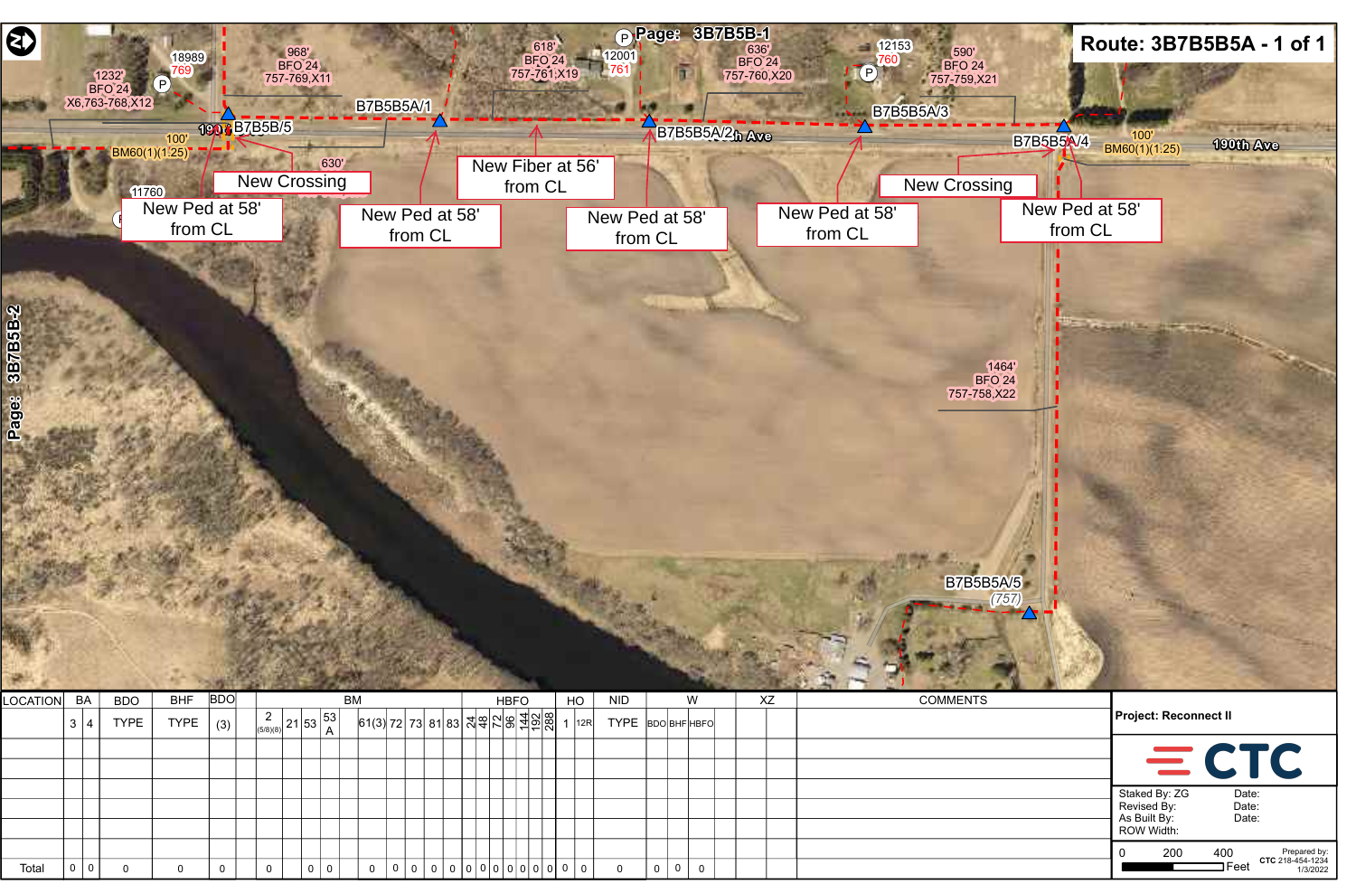# Route: 3B7B5B5A - 1 of 1

Page: 3B7B5B-1

Page: 3B7B5B-2

18989
769

1232'
BFO 24
X6,763-768,X12

968'
BFO 24
757-769,X11

618'
BFO 24
757-761,X19

12001
761

636'
BFO 24
757-760,X20

12153
760

590'
BFO 24
757-759,X21

B7B5B5A/1

B7B5B/5

B7B5B5A/2

B7B5B5A/3

B7B5B5A/4

B7B5B5A/5
(757)

190th Ave

100'
BM60(1)(1.25)

100'
BM60(1)(1.25)

630'

11760

1464'
BFO 24
757-758,X22

New Crossing

New Ped at 58' from CL

New Ped at 58' from CL

New Fiber at 56' from CL

New Ped at 58' from CL

New Ped at 58' from CL

New Crossing

New Ped at 58' from CL

| LOCATION | BA | | BDO | BHF | BDO | BM | | | | | | HBFO | | | | | | | | | | | | | | HO | | NID | W | | | XZ | COMMENTS |
|---|---|---|---|---|---|---|---|---|---|---|---|---|---|---|---|---|---|---|---|---|---|---|---|---|---|---|---|---|---|---|---|---|---|
| | 3 | 4 | TYPE | TYPE | (3) | 2 (5/8)(8) | 21 | 53 | 53 A | 61(3) | 72 | 73 | 81 | 83 | 24 | 48 | 72 | 96 | 144 | 192 | 288 | | | | | 1 | 12R | TYPE | BDO | BHF | HBFO | | |
| Total | 0 | 0 | 0 | 0 | 0 | 0 | | 0 | 0 | 0 | 0 | 0 | 0 | 0 | 0 | 0 | 0 | 0 | 0 | 0 | 0 | | | | | 0 | 0 | 0 | 0 | 0 | 0 | | |

Project: Reconnect II

CTC

Staked By: ZG Date:
Revised By: Date:
As Built By: Date:
ROW Width:

0 200 400 Feet

Prepared by:
CTC 218-454-1234
1/3/2022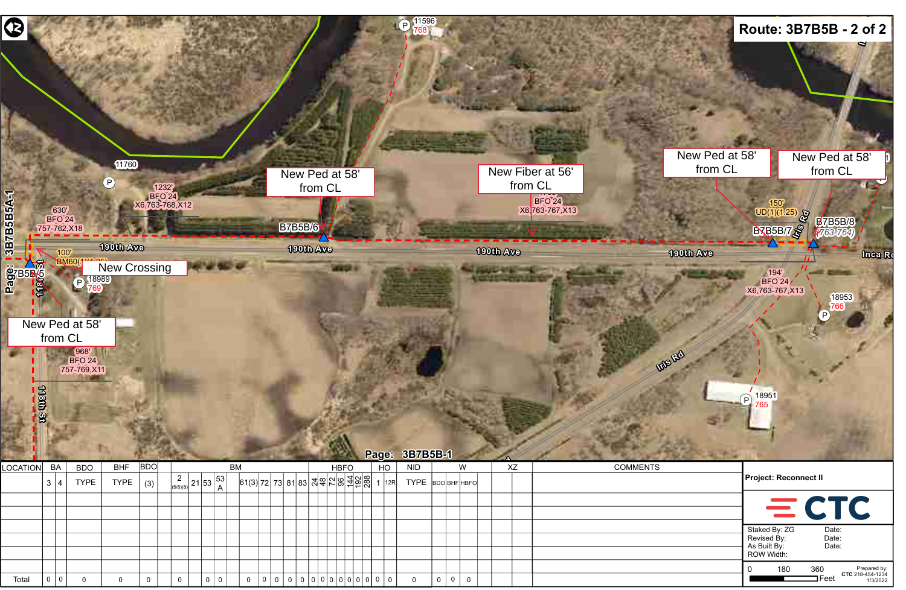# Route: 3B7B5B - 2 of 2

Page: 3B7B5A-1

11596
768

11760

1232'
BFO 24
X6,763-768,X12

630'
BFO 24
757-762,X18

100'
BM60(1X1.25)

New Crossing

18989
769

New Ped at 58' from CL

968'
BFO 24
757-769,X11

118th St

190th Ave

New Ped at 58' from CL

B7B5B/6

New Fiber at 56' from CL

BFO 24
X6,763-767,X13

New Ped at 58' from CL

New Ped at 58' from CL

150'
UD(1)(1.25)

B7B5B/7

Iris Rd

B7B5B/8
(763-764)

Inca Rd

194'
BFO 24
X6,763-767,X13

18953
766

18951
765

Page: 3B7B5B-1

| LOCATION | BA | | BDO | BHF | BDO | BM | | | | | | | | | HBFO | | | | | | | HO | | NID | W | | | XZ | | COMMENTS |
|---|---|---|---|---|---|---|---|---|---|---|---|---|---|---|---|---|---|---|---|---|---|---|---|---|---|---|---|---|---|---|
| | 3 | 4 | TYPE | TYPE | (3) | 2 (5/8)(8) | 21 | 53 | 53 A | 61(3) | 72 | 73 | 81 | 83 | 24 | 48 | 72 | 96 | 144 | 192 | 288 | 1 | 12R | TYPE | BDO | BHF | HBFO | | | |
| Total | 0 | 0 | 0 | 0 | 0 | 0 | 0 | 0 | | 0 | 0 | 0 | 0 | 0 | 0 | 0 | 0 | 0 | 0 | 0 | 0 | 0 | 0 | 0 | 0 | 0 | 0 | | | |

Project: Reconnect II

CTC

Staked By: ZG Date:
Revised By: Date:
As Built By: Date:
ROW Width:

0 180 360 Feet

Prepared by: CTC 218-454-1234 1/3/2022